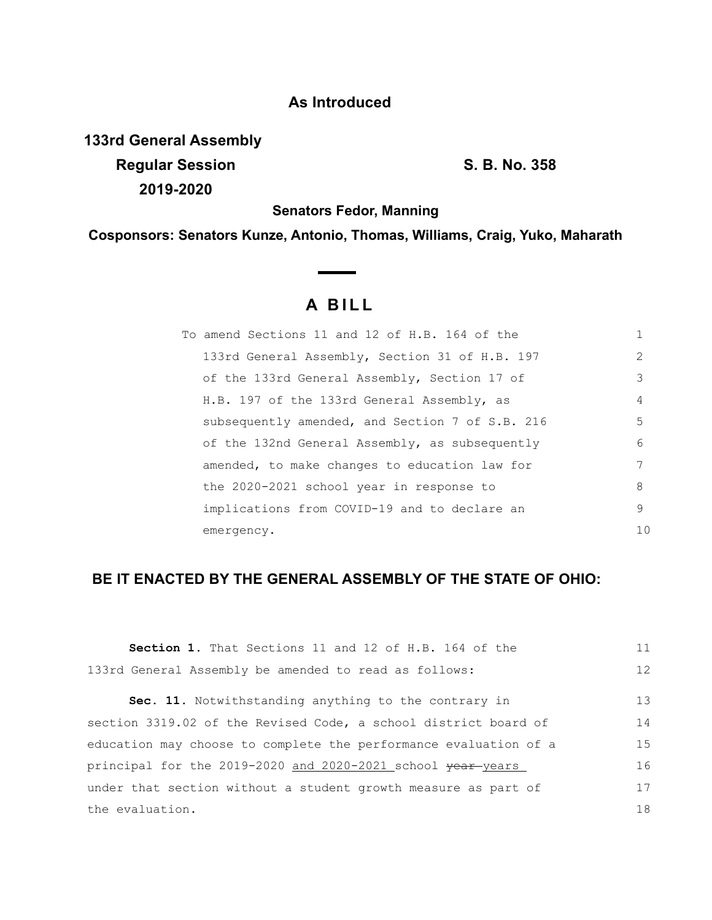**As Introduced**

**133rd General Assembly**
**Regular Session**
**2019-2020**

**S. B. No. 358**

**Senators Fedor, Manning**

**Cosponsors: Senators Kunze, Antonio, Thomas, Williams, Craig, Yuko, Maharath**

# A BILL

To amend Sections 11 and 12 of H.B. 164 of the 133rd General Assembly, Section 31 of H.B. 197 of the 133rd General Assembly, Section 17 of H.B. 197 of the 133rd General Assembly, as subsequently amended, and Section 7 of S.B. 216 of the 132nd General Assembly, as subsequently amended, to make changes to education law for the 2020-2021 school year in response to implications from COVID-19 and to declare an emergency.

**BE IT ENACTED BY THE GENERAL ASSEMBLY OF THE STATE OF OHIO:**

**Section 1.** That Sections 11 and 12 of H.B. 164 of the 133rd General Assembly be amended to read as follows:

**Sec. 11.** Notwithstanding anything to the contrary in section 3319.02 of the Revised Code, a school district board of education may choose to complete the performance evaluation of a principal for the 2019-2020 and 2020-2021 school ~~year~~ years under that section without a student growth measure as part of the evaluation.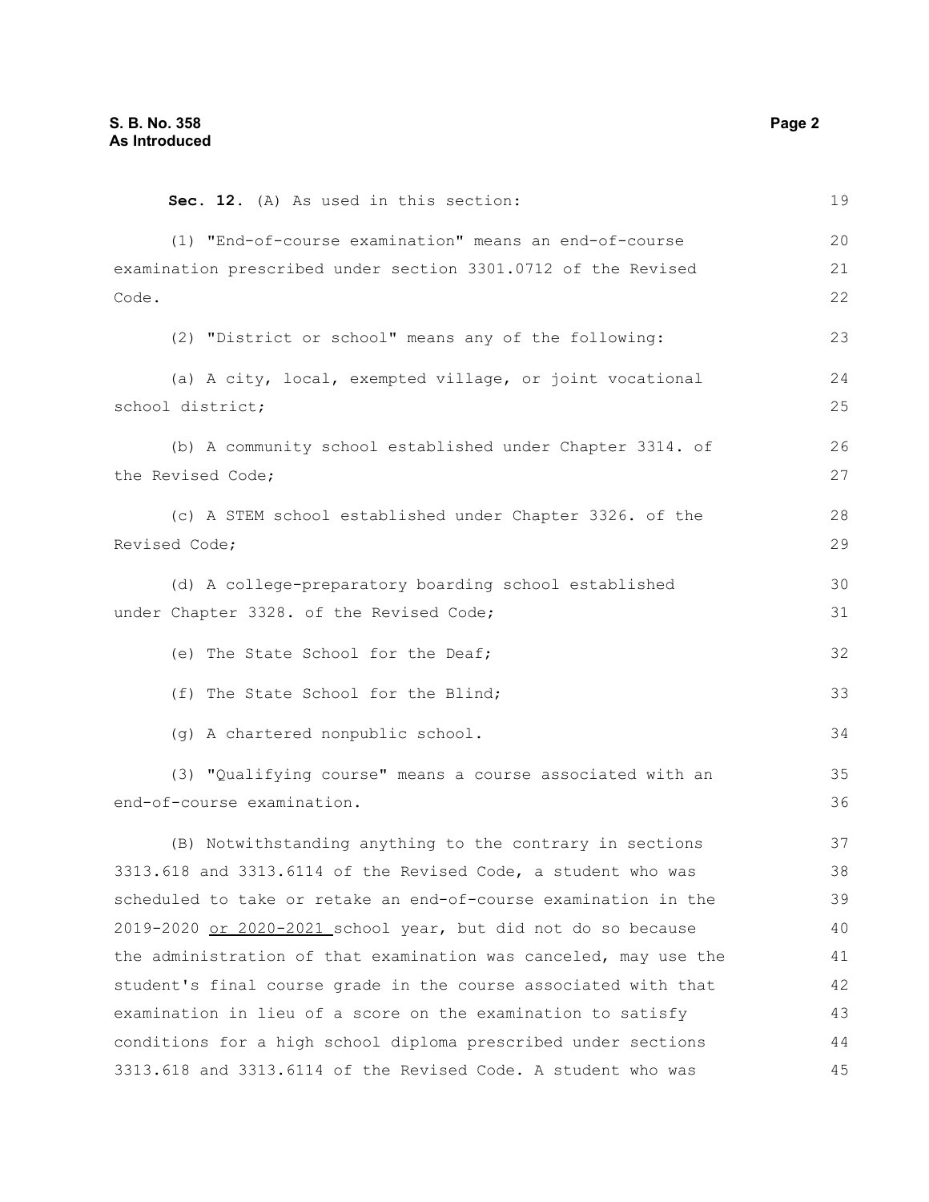**Sec. 12.** (A) As used in this section:

(1) "End-of-course examination" means an end-of-course examination prescribed under section 3301.0712 of the Revised Code.

(2) "District or school" means any of the following:

(a) A city, local, exempted village, or joint vocational school district;

(b) A community school established under Chapter 3314. of the Revised Code;

(c) A STEM school established under Chapter 3326. of the Revised Code;

(d) A college-preparatory boarding school established under Chapter 3328. of the Revised Code;

(e) The State School for the Deaf;

(f) The State School for the Blind;

(g) A chartered nonpublic school.

(3) "Qualifying course" means a course associated with an end-of-course examination.

(B) Notwithstanding anything to the contrary in sections 3313.618 and 3313.6114 of the Revised Code, a student who was scheduled to take or retake an end-of-course examination in the 2019-2020 <u>or 2020-2021</u> school year, but did not do so because the administration of that examination was canceled, may use the student's final course grade in the course associated with that examination in lieu of a score on the examination to satisfy conditions for a high school diploma prescribed under sections 3313.618 and 3313.6114 of the Revised Code. A student who was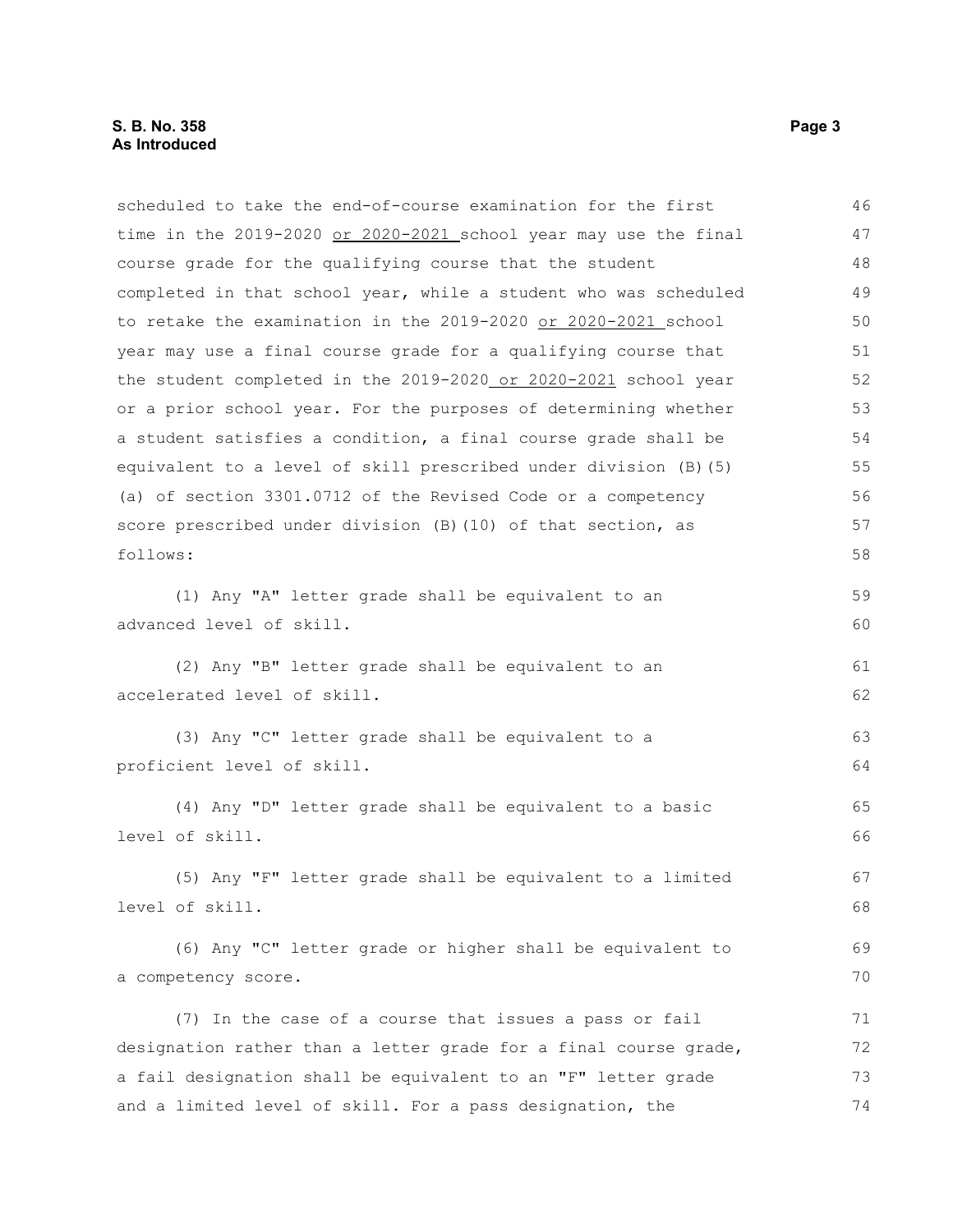scheduled to take the end-of-course examination for the first time in the 2019-2020 <u>or 2020-2021</u> school year may use the final course grade for the qualifying course that the student completed in that school year, while a student who was scheduled to retake the examination in the 2019-2020 <u>or 2020-2021</u> school year may use a final course grade for a qualifying course that the student completed in the 2019-2020 <u>or 2020-2021</u> school year or a prior school year. For the purposes of determining whether a student satisfies a condition, a final course grade shall be equivalent to a level of skill prescribed under division (B)(5)(a) of section 3301.0712 of the Revised Code or a competency score prescribed under division (B)(10) of that section, as follows:

(1) Any "A" letter grade shall be equivalent to an advanced level of skill.

(2) Any "B" letter grade shall be equivalent to an accelerated level of skill.

(3) Any "C" letter grade shall be equivalent to a proficient level of skill.

(4) Any "D" letter grade shall be equivalent to a basic level of skill.

(5) Any "F" letter grade shall be equivalent to a limited level of skill.

(6) Any "C" letter grade or higher shall be equivalent to a competency score.

(7) In the case of a course that issues a pass or fail designation rather than a letter grade for a final course grade, a fail designation shall be equivalent to an "F" letter grade and a limited level of skill. For a pass designation, the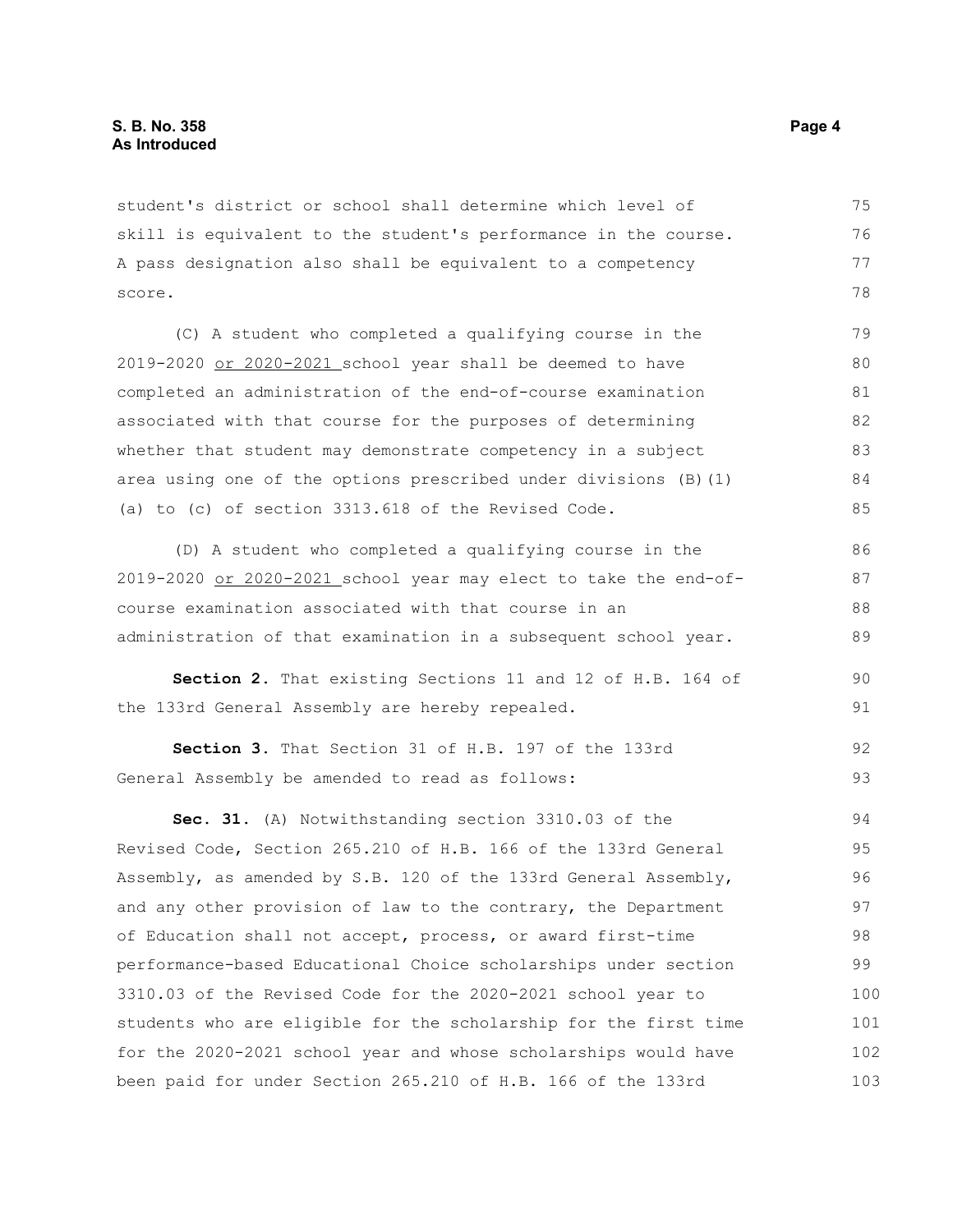student's district or school shall determine which level of skill is equivalent to the student's performance in the course. A pass designation also shall be equivalent to a competency score.

(C) A student who completed a qualifying course in the 2019-2020 <u>or 2020-2021</u> school year shall be deemed to have completed an administration of the end-of-course examination associated with that course for the purposes of determining whether that student may demonstrate competency in a subject area using one of the options prescribed under divisions (B)(1)(a) to (c) of section 3313.618 of the Revised Code.

(D) A student who completed a qualifying course in the 2019-2020 <u>or 2020-2021</u> school year may elect to take the end-of-course examination associated with that course in an administration of that examination in a subsequent school year.

**Section 2.** That existing Sections 11 and 12 of H.B. 164 of the 133rd General Assembly are hereby repealed.

**Section 3.** That Section 31 of H.B. 197 of the 133rd General Assembly be amended to read as follows:

**Sec. 31.** (A) Notwithstanding section 3310.03 of the Revised Code, Section 265.210 of H.B. 166 of the 133rd General Assembly, as amended by S.B. 120 of the 133rd General Assembly, and any other provision of law to the contrary, the Department of Education shall not accept, process, or award first-time performance-based Educational Choice scholarships under section 3310.03 of the Revised Code for the 2020-2021 school year to students who are eligible for the scholarship for the first time for the 2020-2021 school year and whose scholarships would have been paid for under Section 265.210 of H.B. 166 of the 133rd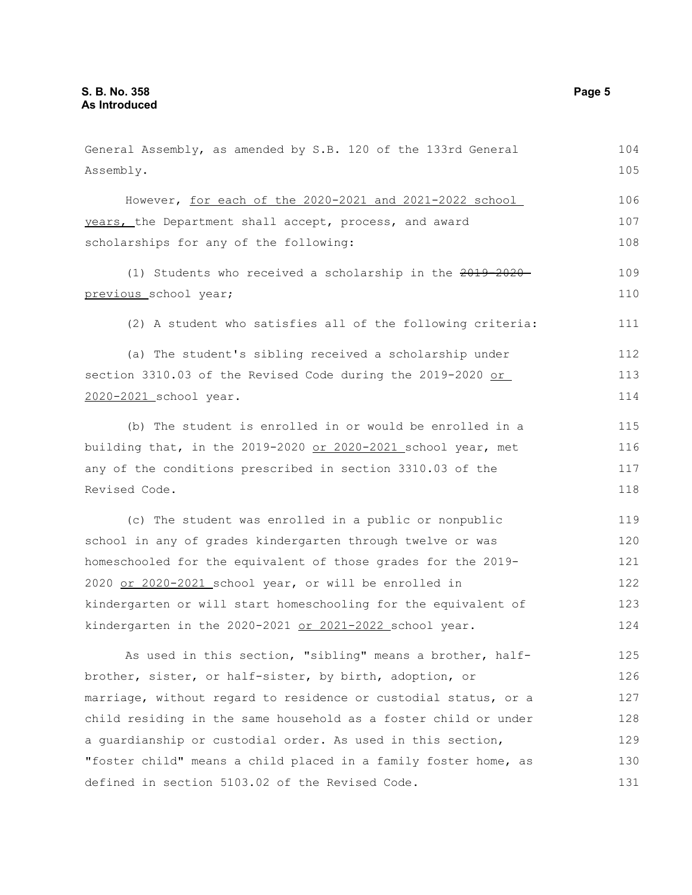General Assembly, as amended by S.B. 120 of the 133rd General Assembly.

However, <u>for each of the 2020-2021 and 2021-2022 school years,</u> the Department shall accept, process, and award scholarships for any of the following:

(1) Students who received a scholarship in the ~~2019-2020~~ <u>previous</u> school year;

(2) A student who satisfies all of the following criteria:

(a) The student's sibling received a scholarship under section 3310.03 of the Revised Code during the 2019-2020 <u>or 2020-2021</u> school year.

(b) The student is enrolled in or would be enrolled in a building that, in the 2019-2020 <u>or 2020-2021</u> school year, met any of the conditions prescribed in section 3310.03 of the Revised Code.

(c) The student was enrolled in a public or nonpublic school in any of grades kindergarten through twelve or was homeschooled for the equivalent of those grades for the 2019-2020 <u>or 2020-2021</u> school year, or will be enrolled in kindergarten or will start homeschooling for the equivalent of kindergarten in the 2020-2021 <u>or 2021-2022</u> school year.

As used in this section, "sibling" means a brother, half-brother, sister, or half-sister, by birth, adoption, or marriage, without regard to residence or custodial status, or a child residing in the same household as a foster child or under a guardianship or custodial order. As used in this section, "foster child" means a child placed in a family foster home, as defined in section 5103.02 of the Revised Code.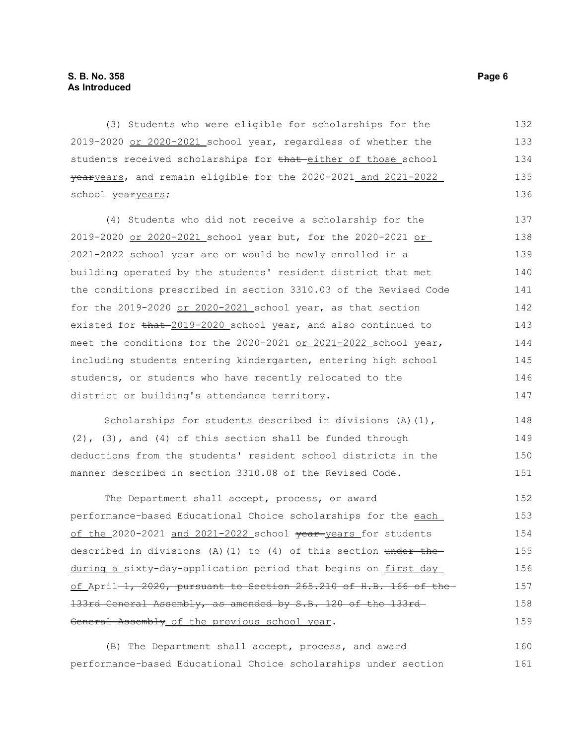(3) Students who were eligible for scholarships for the 2019-2020 or 2020-2021 school year, regardless of whether the students received scholarships for ~~that~~ either of those school ~~year~~years, and remain eligible for the 2020-2021 and 2021-2022 school ~~year~~years;

(4) Students who did not receive a scholarship for the 2019-2020 or 2020-2021 school year but, for the 2020-2021 or 2021-2022 school year are or would be newly enrolled in a building operated by the students' resident district that met the conditions prescribed in section 3310.03 of the Revised Code for the 2019-2020 or 2020-2021 school year, as that section existed for ~~that~~ 2019-2020 school year, and also continued to meet the conditions for the 2020-2021 or 2021-2022 school year, including students entering kindergarten, entering high school students, or students who have recently relocated to the district or building's attendance territory.

Scholarships for students described in divisions (A)(1), (2), (3), and (4) of this section shall be funded through deductions from the students' resident school districts in the manner described in section 3310.08 of the Revised Code.

The Department shall accept, process, or award performance-based Educational Choice scholarships for the each of the 2020-2021 and 2021-2022 school ~~year~~ years for students described in divisions (A)(1) to (4) of this section ~~under the~~ during a sixty-day-application period that begins on first day of April ~~1, 2020, pursuant to Section 265.210 of H.B. 166 of the 133rd General Assembly, as amended by S.B. 120 of the 133rd General Assembly~~ of the previous school year.

(B) The Department shall accept, process, and award performance-based Educational Choice scholarships under section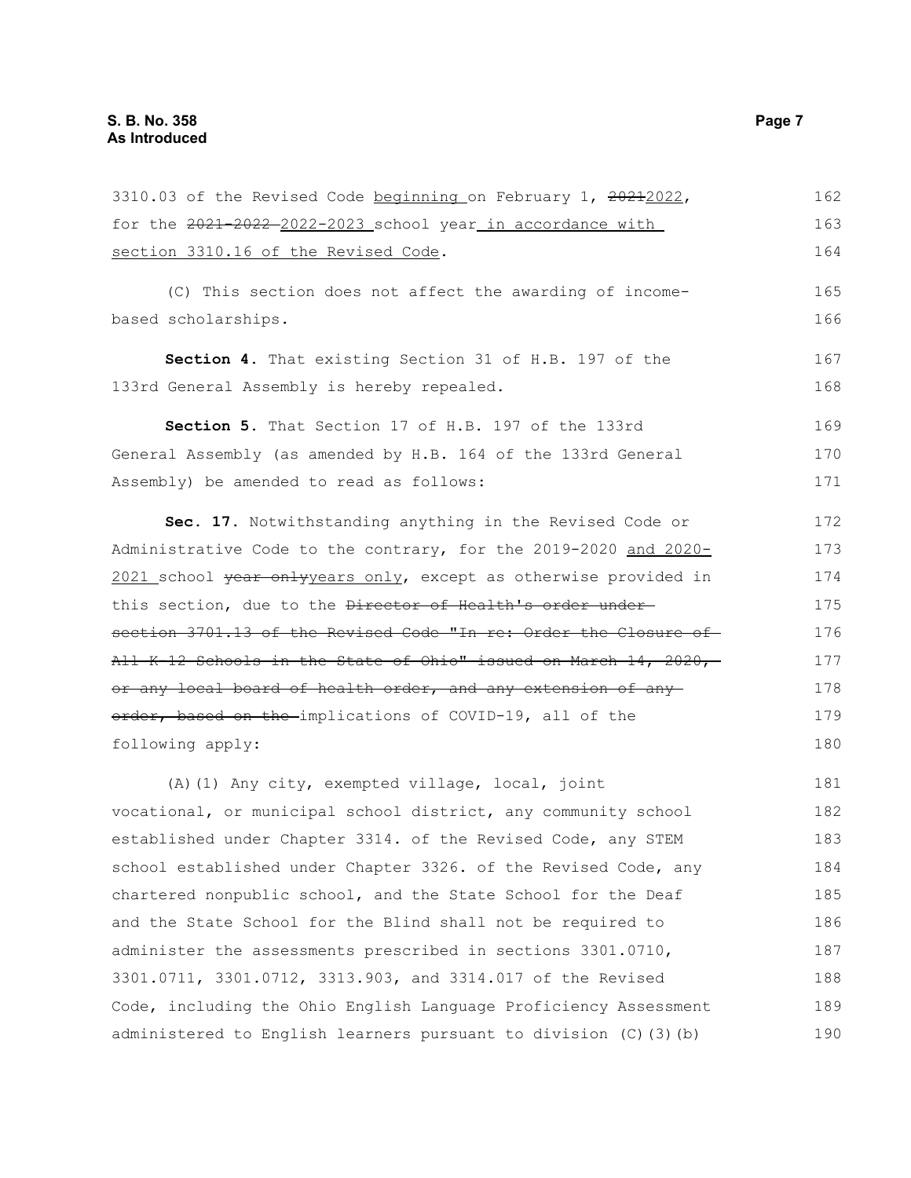3310.03 of the Revised Code <u>beginning</u> on February 1, ~~2021~~<u>2022</u>, for the ~~2021-2022~~ <u>2022-2023</u> school year <u>in accordance with section 3310.16 of the Revised Code</u>.

(C) This section does not affect the awarding of income-based scholarships.

**Section 4.** That existing Section 31 of H.B. 197 of the 133rd General Assembly is hereby repealed.

**Section 5.** That Section 17 of H.B. 197 of the 133rd General Assembly (as amended by H.B. 164 of the 133rd General Assembly) be amended to read as follows:

**Sec. 17.** Notwithstanding anything in the Revised Code or Administrative Code to the contrary, for the 2019-2020 <u>and 2020-2021</u> school ~~year only~~<u>years only</u>, except as otherwise provided in this section, due to the ~~Director of Health's order under section 3701.13 of the Revised Code "In re: Order the Closure of All K-12 Schools in the State of Ohio" issued on March 14, 2020, or any local board of health order, and any extension of any order, based on the~~ implications of COVID-19, all of the following apply:

(A)(1) Any city, exempted village, local, joint vocational, or municipal school district, any community school established under Chapter 3314. of the Revised Code, any STEM school established under Chapter 3326. of the Revised Code, any chartered nonpublic school, and the State School for the Deaf and the State School for the Blind shall not be required to administer the assessments prescribed in sections 3301.0710, 3301.0711, 3301.0712, 3313.903, and 3314.017 of the Revised Code, including the Ohio English Language Proficiency Assessment administered to English learners pursuant to division (C)(3)(b)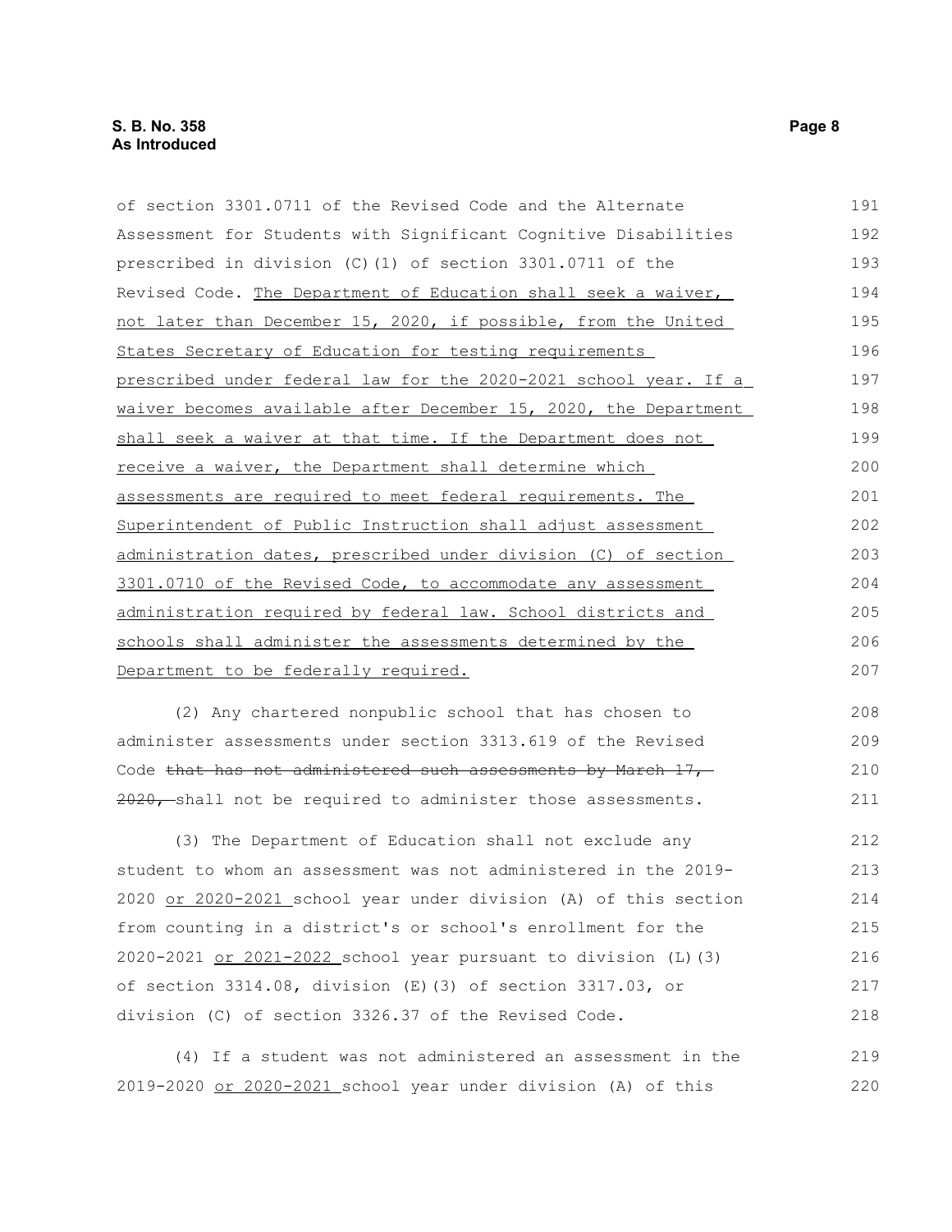of section 3301.0711 of the Revised Code and the Alternate Assessment for Students with Significant Cognitive Disabilities prescribed in division (C)(1) of section 3301.0711 of the Revised Code. <u>The Department of Education shall seek a waiver, not later than December 15, 2020, if possible, from the United States Secretary of Education for testing requirements prescribed under federal law for the 2020-2021 school year. If a waiver becomes available after December 15, 2020, the Department shall seek a waiver at that time. If the Department does not receive a waiver, the Department shall determine which assessments are required to meet federal requirements. The Superintendent of Public Instruction shall adjust assessment administration dates, prescribed under division (C) of section 3301.0710 of the Revised Code, to accommodate any assessment administration required by federal law. School districts and schools shall administer the assessments determined by the Department to be federally required.</u>

(2) Any chartered nonpublic school that has chosen to administer assessments under section 3313.619 of the Revised Code ~~that has not administered such assessments by March 17, 2020,~~ shall not be required to administer those assessments.

(3) The Department of Education shall not exclude any student to whom an assessment was not administered in the 2019-2020 <u>or 2020-2021</u> school year under division (A) of this section from counting in a district's or school's enrollment for the 2020-2021 <u>or 2021-2022</u> school year pursuant to division (L)(3) of section 3314.08, division (E)(3) of section 3317.03, or division (C) of section 3326.37 of the Revised Code.

(4) If a student was not administered an assessment in the 2019-2020 <u>or 2020-2021</u> school year under division (A) of this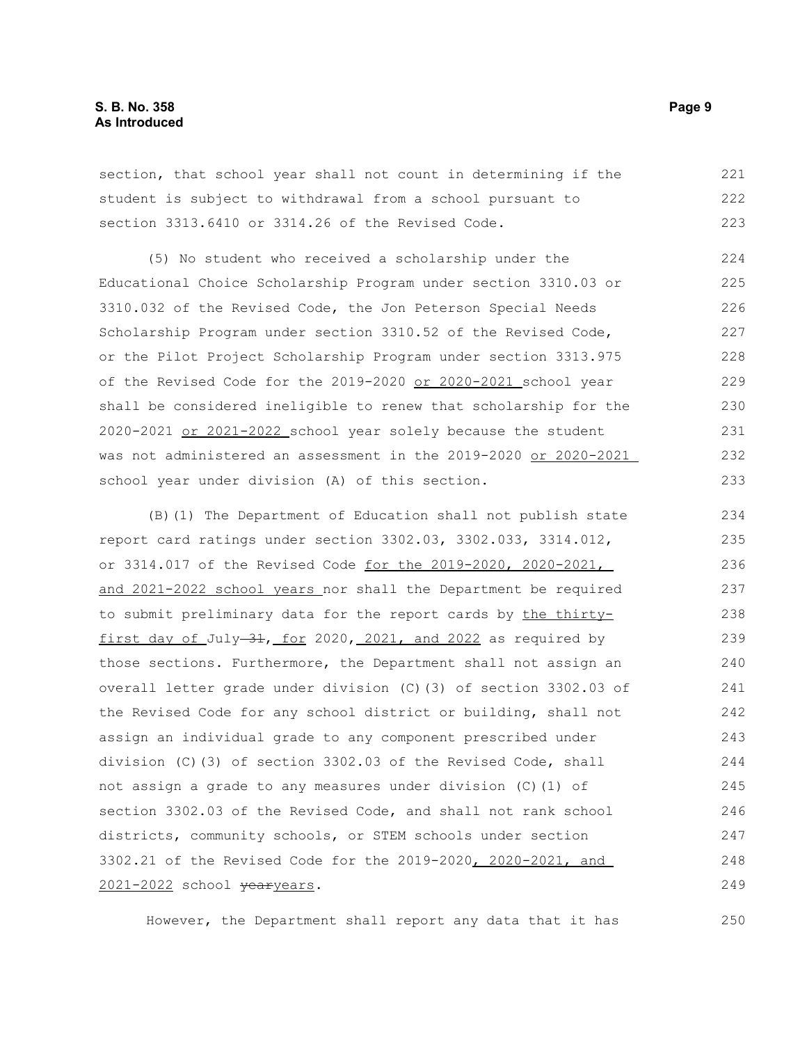section, that school year shall not count in determining if the student is subject to withdrawal from a school pursuant to section 3313.6410 or 3314.26 of the Revised Code.

(5) No student who received a scholarship under the Educational Choice Scholarship Program under section 3310.03 or 3310.032 of the Revised Code, the Jon Peterson Special Needs Scholarship Program under section 3310.52 of the Revised Code, or the Pilot Project Scholarship Program under section 3313.975 of the Revised Code for the 2019-2020 or 2020-2021 school year shall be considered ineligible to renew that scholarship for the 2020-2021 or 2021-2022 school year solely because the student was not administered an assessment in the 2019-2020 or 2020-2021 school year under division (A) of this section.

(B)(1) The Department of Education shall not publish state report card ratings under section 3302.03, 3302.033, 3314.012, or 3314.017 of the Revised Code for the 2019-2020, 2020-2021, and 2021-2022 school years nor shall the Department be required to submit preliminary data for the report cards by the thirty-first day of July ~~31~~, for 2020, 2021, and 2022 as required by those sections. Furthermore, the Department shall not assign an overall letter grade under division (C)(3) of section 3302.03 of the Revised Code for any school district or building, shall not assign an individual grade to any component prescribed under division (C)(3) of section 3302.03 of the Revised Code, shall not assign a grade to any measures under division (C)(1) of section 3302.03 of the Revised Code, and shall not rank school districts, community schools, or STEM schools under section 3302.21 of the Revised Code for the 2019-2020, 2020-2021, and 2021-2022 school ~~year~~years.

However, the Department shall report any data that it has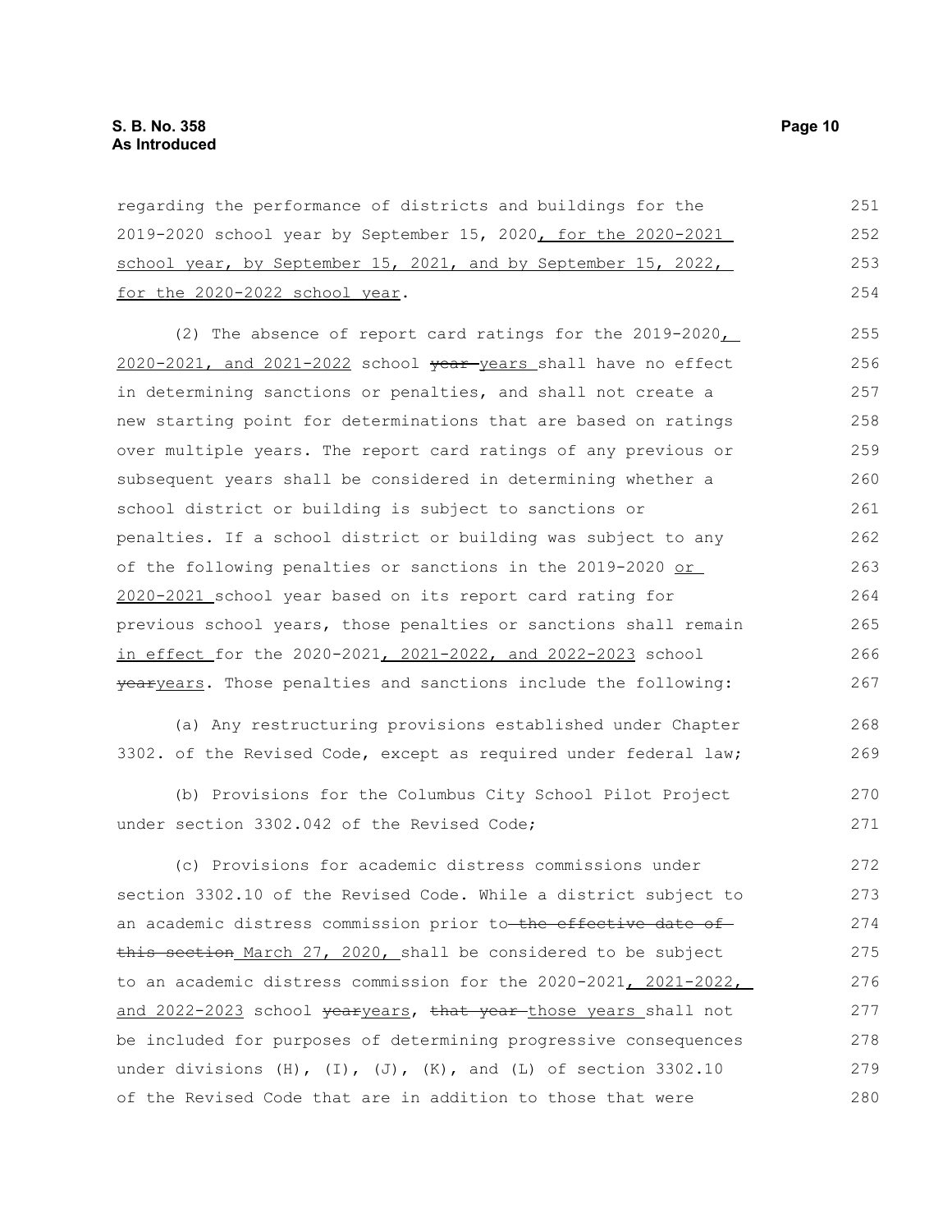regarding the performance of districts and buildings for the 2019-2020 school year by September 15, 2020, for the 2020-2021 school year, by September 15, 2021, and by September 15, 2022, for the 2020-2022 school year.

(2) The absence of report card ratings for the 2019-2020, 2020-2021, and 2021-2022 school ~~year~~ years shall have no effect in determining sanctions or penalties, and shall not create a new starting point for determinations that are based on ratings over multiple years. The report card ratings of any previous or subsequent years shall be considered in determining whether a school district or building is subject to sanctions or penalties. If a school district or building was subject to any of the following penalties or sanctions in the 2019-2020 or 2020-2021 school year based on its report card rating for previous school years, those penalties or sanctions shall remain in effect for the 2020-2021, 2021-2022, and 2022-2023 school ~~year~~years. Those penalties and sanctions include the following:

(a) Any restructuring provisions established under Chapter 3302. of the Revised Code, except as required under federal law;

(b) Provisions for the Columbus City School Pilot Project under section 3302.042 of the Revised Code;

(c) Provisions for academic distress commissions under section 3302.10 of the Revised Code. While a district subject to an academic distress commission prior to ~~the effective date of this section~~ March 27, 2020, shall be considered to be subject to an academic distress commission for the 2020-2021, 2021-2022, and 2022-2023 school ~~year~~years, ~~that year~~ those years shall not be included for purposes of determining progressive consequences under divisions (H), (I), (J), (K), and (L) of section 3302.10 of the Revised Code that are in addition to those that were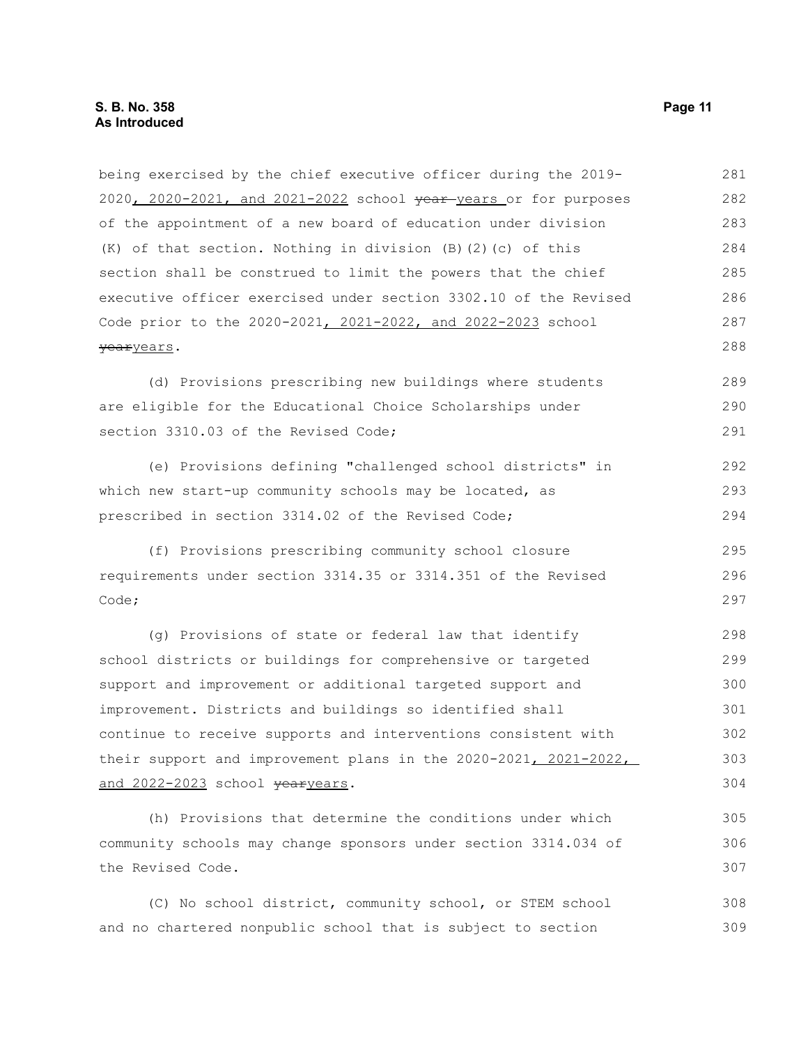being exercised by the chief executive officer during the 2019-2020, 2020-2021, and 2021-2022 school ~~year~~ years or for purposes of the appointment of a new board of education under division (K) of that section. Nothing in division (B)(2)(c) of this section shall be construed to limit the powers that the chief executive officer exercised under section 3302.10 of the Revised Code prior to the 2020-2021, 2021-2022, and 2022-2023 school ~~year~~years.

(d) Provisions prescribing new buildings where students are eligible for the Educational Choice Scholarships under section 3310.03 of the Revised Code;

(e) Provisions defining "challenged school districts" in which new start-up community schools may be located, as prescribed in section 3314.02 of the Revised Code;

(f) Provisions prescribing community school closure requirements under section 3314.35 or 3314.351 of the Revised Code;

(g) Provisions of state or federal law that identify school districts or buildings for comprehensive or targeted support and improvement or additional targeted support and improvement. Districts and buildings so identified shall continue to receive supports and interventions consistent with their support and improvement plans in the 2020-2021, 2021-2022, and 2022-2023 school ~~year~~years.

(h) Provisions that determine the conditions under which community schools may change sponsors under section 3314.034 of the Revised Code.

(C) No school district, community school, or STEM school and no chartered nonpublic school that is subject to section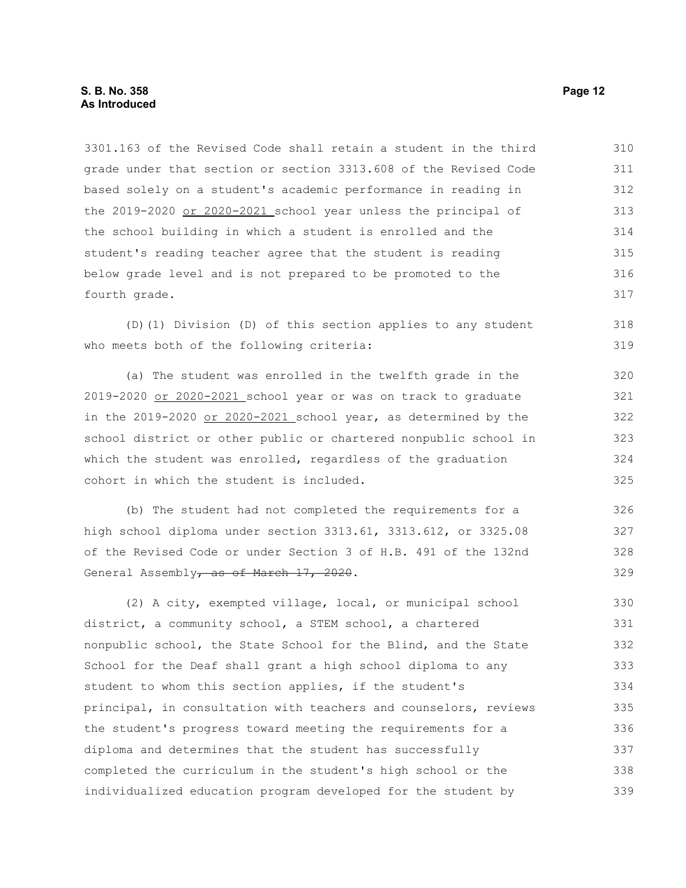3301.163 of the Revised Code shall retain a student in the third grade under that section or section 3313.608 of the Revised Code based solely on a student's academic performance in reading in the 2019-2020 <u>or 2020-2021</u> school year unless the principal of the school building in which a student is enrolled and the student's reading teacher agree that the student is reading below grade level and is not prepared to be promoted to the fourth grade.

(D)(1) Division (D) of this section applies to any student who meets both of the following criteria:

(a) The student was enrolled in the twelfth grade in the 2019-2020 <u>or 2020-2021</u> school year or was on track to graduate in the 2019-2020 <u>or 2020-2021</u> school year, as determined by the school district or other public or chartered nonpublic school in which the student was enrolled, regardless of the graduation cohort in which the student is included.

(b) The student had not completed the requirements for a high school diploma under section 3313.61, 3313.612, or 3325.08 of the Revised Code or under Section 3 of H.B. 491 of the 132nd General Assembly~~, as of March 17, 2020~~.

(2) A city, exempted village, local, or municipal school district, a community school, a STEM school, a chartered nonpublic school, the State School for the Blind, and the State School for the Deaf shall grant a high school diploma to any student to whom this section applies, if the student's principal, in consultation with teachers and counselors, reviews the student's progress toward meeting the requirements for a diploma and determines that the student has successfully completed the curriculum in the student's high school or the individualized education program developed for the student by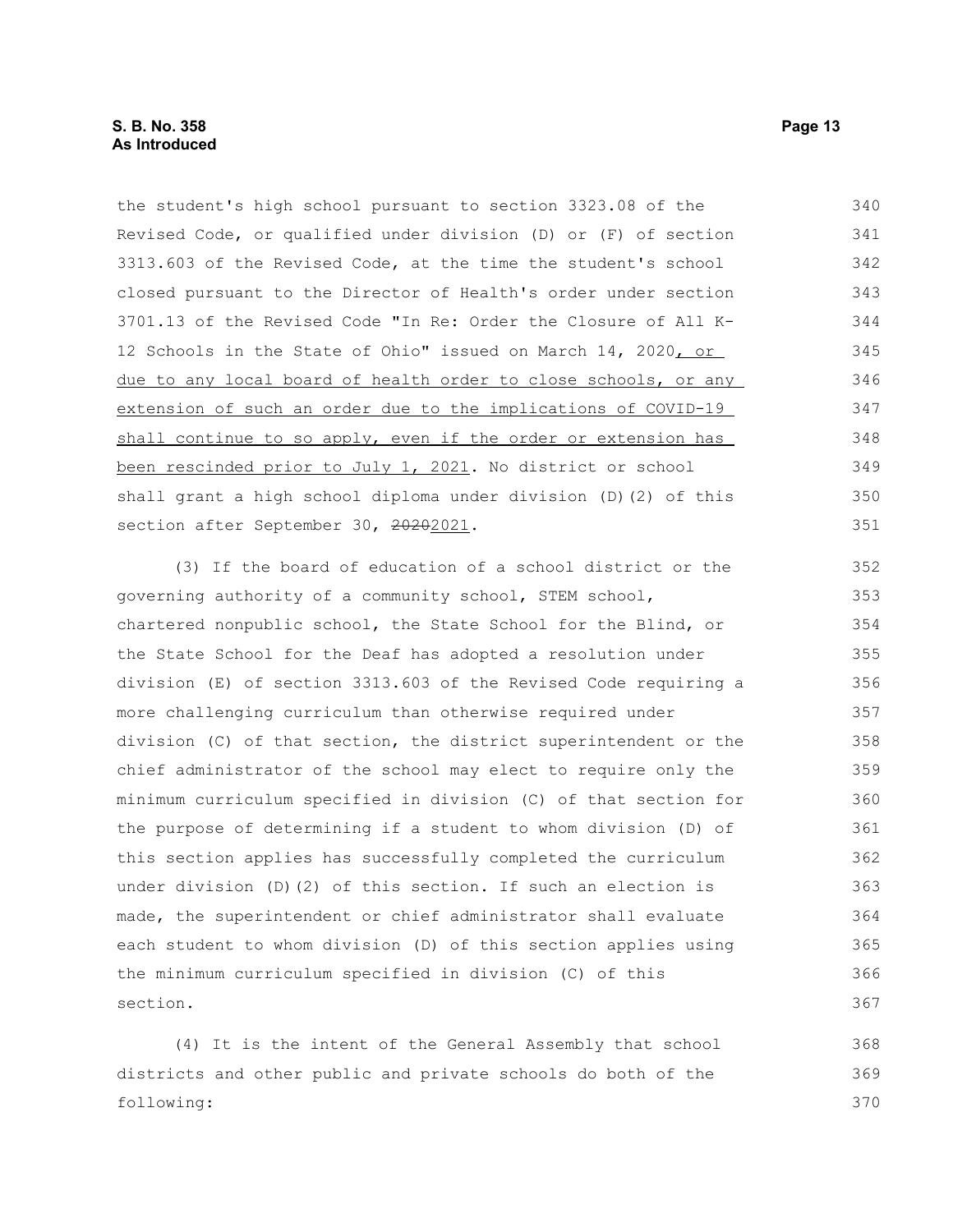the student's high school pursuant to section 3323.08 of the Revised Code, or qualified under division (D) or (F) of section 3313.603 of the Revised Code, at the time the student's school closed pursuant to the Director of Health's order under section 3701.13 of the Revised Code "In Re: Order the Closure of All K-12 Schools in the State of Ohio" issued on March 14, 2020, or due to any local board of health order to close schools, or any extension of such an order due to the implications of COVID-19 shall continue to so apply, even if the order or extension has been rescinded prior to July 1, 2021. No district or school shall grant a high school diploma under division (D)(2) of this section after September 30, ~~2020~~2021.

(3) If the board of education of a school district or the governing authority of a community school, STEM school, chartered nonpublic school, the State School for the Blind, or the State School for the Deaf has adopted a resolution under division (E) of section 3313.603 of the Revised Code requiring a more challenging curriculum than otherwise required under division (C) of that section, the district superintendent or the chief administrator of the school may elect to require only the minimum curriculum specified in division (C) of that section for the purpose of determining if a student to whom division (D) of this section applies has successfully completed the curriculum under division (D)(2) of this section. If such an election is made, the superintendent or chief administrator shall evaluate each student to whom division (D) of this section applies using the minimum curriculum specified in division (C) of this section.

(4) It is the intent of the General Assembly that school districts and other public and private schools do both of the following: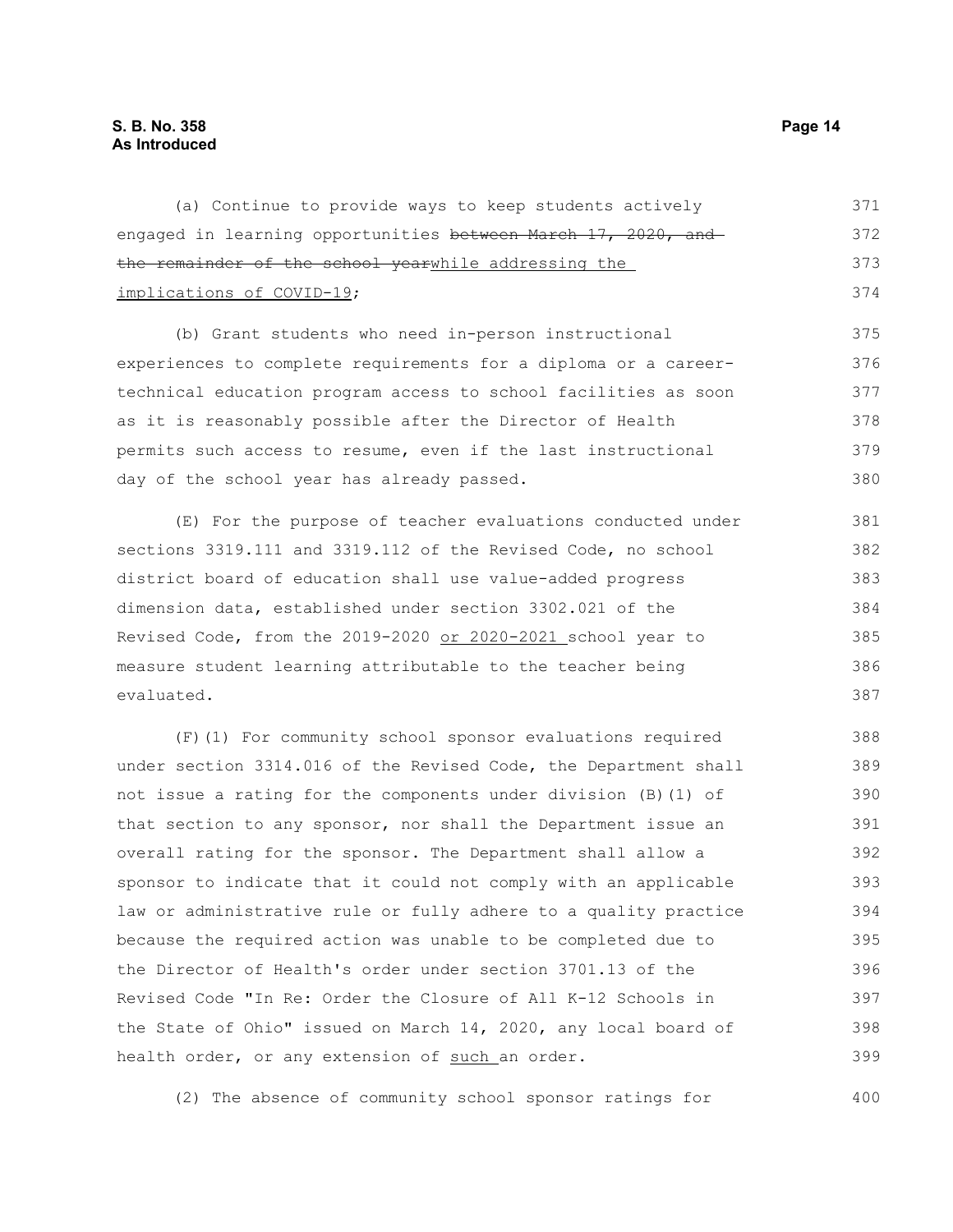(a) Continue to provide ways to keep students actively engaged in learning opportunities ~~between March 17, 2020, and the remainder of the school year~~<u>while addressing the implications of COVID-19</u>;

(b) Grant students who need in-person instructional experiences to complete requirements for a diploma or a career-technical education program access to school facilities as soon as it is reasonably possible after the Director of Health permits such access to resume, even if the last instructional day of the school year has already passed.

(E) For the purpose of teacher evaluations conducted under sections 3319.111 and 3319.112 of the Revised Code, no school district board of education shall use value-added progress dimension data, established under section 3302.021 of the Revised Code, from the 2019-2020 <u>or 2020-2021</u> school year to measure student learning attributable to the teacher being evaluated.

(F)(1) For community school sponsor evaluations required under section 3314.016 of the Revised Code, the Department shall not issue a rating for the components under division (B)(1) of that section to any sponsor, nor shall the Department issue an overall rating for the sponsor. The Department shall allow a sponsor to indicate that it could not comply with an applicable law or administrative rule or fully adhere to a quality practice because the required action was unable to be completed due to the Director of Health's order under section 3701.13 of the Revised Code "In Re: Order the Closure of All K-12 Schools in the State of Ohio" issued on March 14, 2020, any local board of health order, or any extension of <u>such</u> an order.

(2) The absence of community school sponsor ratings for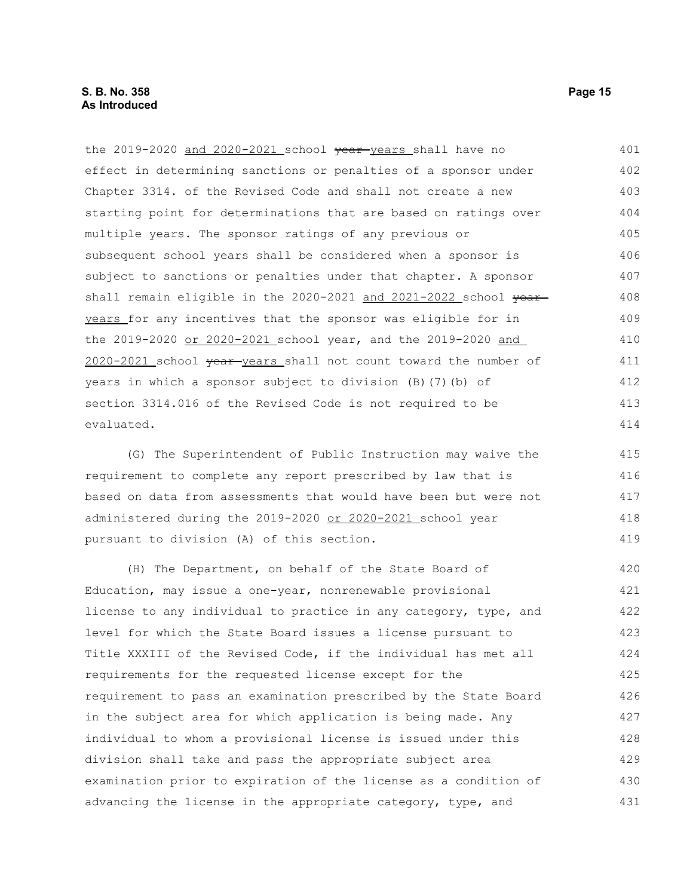the 2019-2020 and 2020-2021 school ~~year~~ years shall have no effect in determining sanctions or penalties of a sponsor under Chapter 3314. of the Revised Code and shall not create a new starting point for determinations that are based on ratings over multiple years. The sponsor ratings of any previous or subsequent school years shall be considered when a sponsor is subject to sanctions or penalties under that chapter. A sponsor shall remain eligible in the 2020-2021 and 2021-2022 school ~~year~~ years for any incentives that the sponsor was eligible for in the 2019-2020 or 2020-2021 school year, and the 2019-2020 and 2020-2021 school ~~year~~ years shall not count toward the number of years in which a sponsor subject to division (B)(7)(b) of section 3314.016 of the Revised Code is not required to be evaluated.

(G) The Superintendent of Public Instruction may waive the requirement to complete any report prescribed by law that is based on data from assessments that would have been but were not administered during the 2019-2020 or 2020-2021 school year pursuant to division (A) of this section.

(H) The Department, on behalf of the State Board of Education, may issue a one-year, nonrenewable provisional license to any individual to practice in any category, type, and level for which the State Board issues a license pursuant to Title XXXIII of the Revised Code, if the individual has met all requirements for the requested license except for the requirement to pass an examination prescribed by the State Board in the subject area for which application is being made. Any individual to whom a provisional license is issued under this division shall take and pass the appropriate subject area examination prior to expiration of the license as a condition of advancing the license in the appropriate category, type, and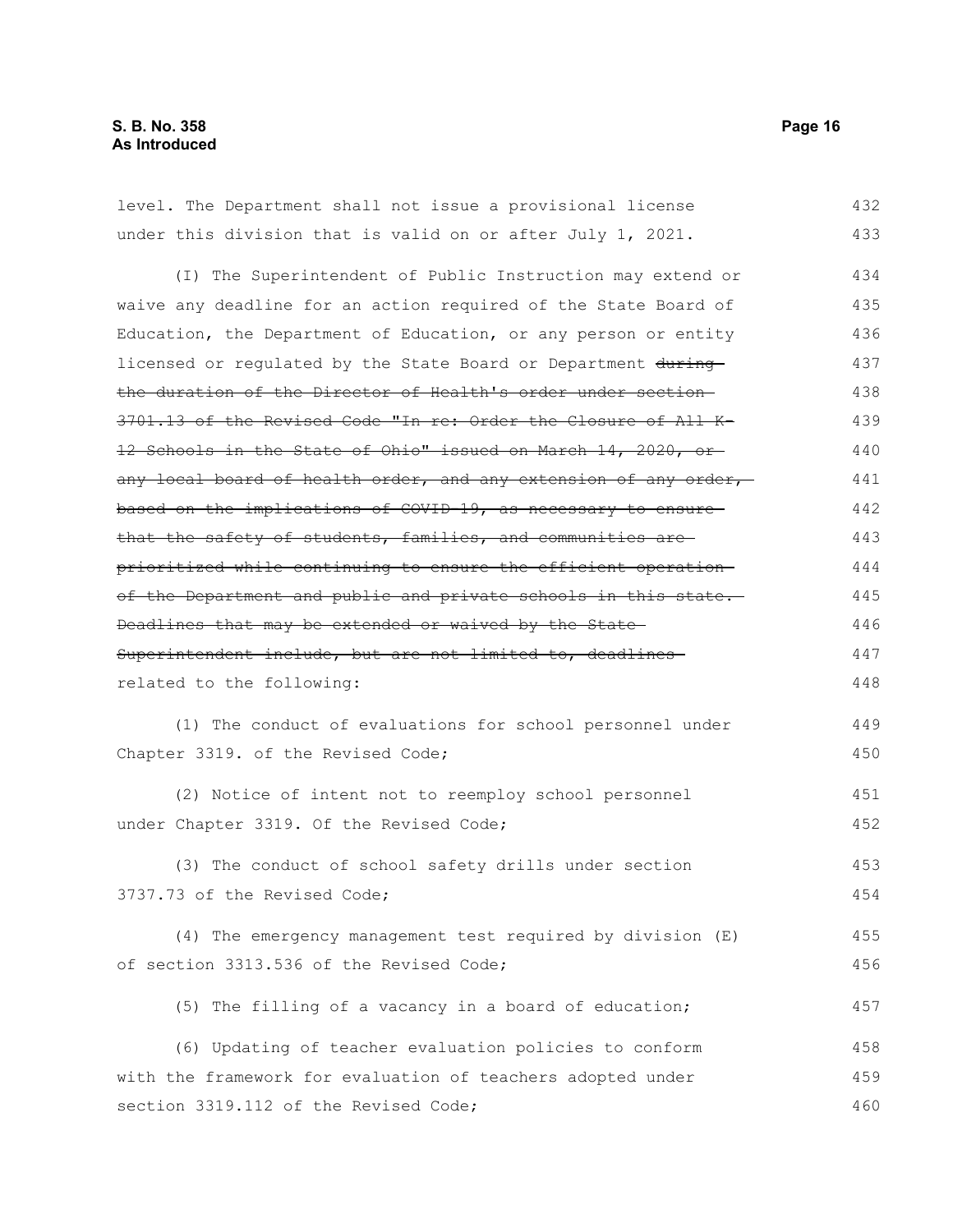level. The Department shall not issue a provisional license under this division that is valid on or after July 1, 2021.

(I) The Superintendent of Public Instruction may extend or waive any deadline for an action required of the State Board of Education, the Department of Education, or any person or entity licensed or regulated by the State Board or Department ~~during the duration of the Director of Health's order under section 3701.13 of the Revised Code "In re: Order the Closure of All K-12 Schools in the State of Ohio" issued on March 14, 2020, or any local board of health order, and any extension of any order, based on the implications of COVID-19, as necessary to ensure that the safety of students, families, and communities are prioritized while continuing to ensure the efficient operation of the Department and public and private schools in this state. Deadlines that may be extended or waived by the State Superintendent include, but are not limited to, deadlines~~ related to the following:

(1) The conduct of evaluations for school personnel under Chapter 3319. of the Revised Code;

(2) Notice of intent not to reemploy school personnel under Chapter 3319. Of the Revised Code;

(3) The conduct of school safety drills under section 3737.73 of the Revised Code;

(4) The emergency management test required by division (E) of section 3313.536 of the Revised Code;

(5) The filling of a vacancy in a board of education;

(6) Updating of teacher evaluation policies to conform with the framework for evaluation of teachers adopted under section 3319.112 of the Revised Code;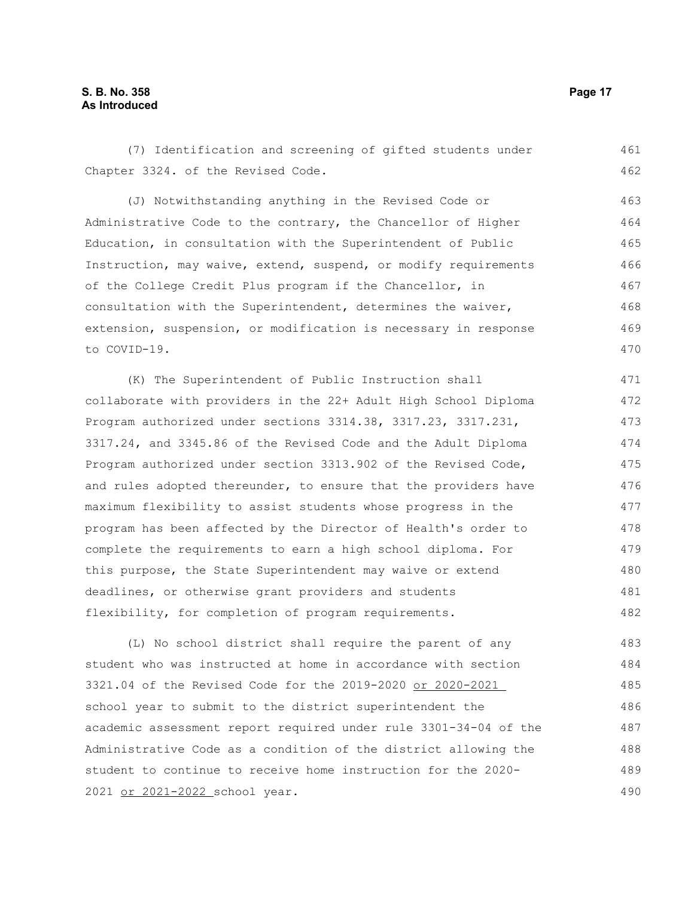(7) Identification and screening of gifted students under Chapter 3324. of the Revised Code.

(J) Notwithstanding anything in the Revised Code or Administrative Code to the contrary, the Chancellor of Higher Education, in consultation with the Superintendent of Public Instruction, may waive, extend, suspend, or modify requirements of the College Credit Plus program if the Chancellor, in consultation with the Superintendent, determines the waiver, extension, suspension, or modification is necessary in response to COVID-19.

(K) The Superintendent of Public Instruction shall collaborate with providers in the 22+ Adult High School Diploma Program authorized under sections 3314.38, 3317.23, 3317.231, 3317.24, and 3345.86 of the Revised Code and the Adult Diploma Program authorized under section 3313.902 of the Revised Code, and rules adopted thereunder, to ensure that the providers have maximum flexibility to assist students whose progress in the program has been affected by the Director of Health's order to complete the requirements to earn a high school diploma. For this purpose, the State Superintendent may waive or extend deadlines, or otherwise grant providers and students flexibility, for completion of program requirements.

(L) No school district shall require the parent of any student who was instructed at home in accordance with section 3321.04 of the Revised Code for the 2019-2020 <u>or 2020-2021</u> school year to submit to the district superintendent the academic assessment report required under rule 3301-34-04 of the Administrative Code as a condition of the district allowing the student to continue to receive home instruction for the 2020-2021 <u>or 2021-2022</u> school year.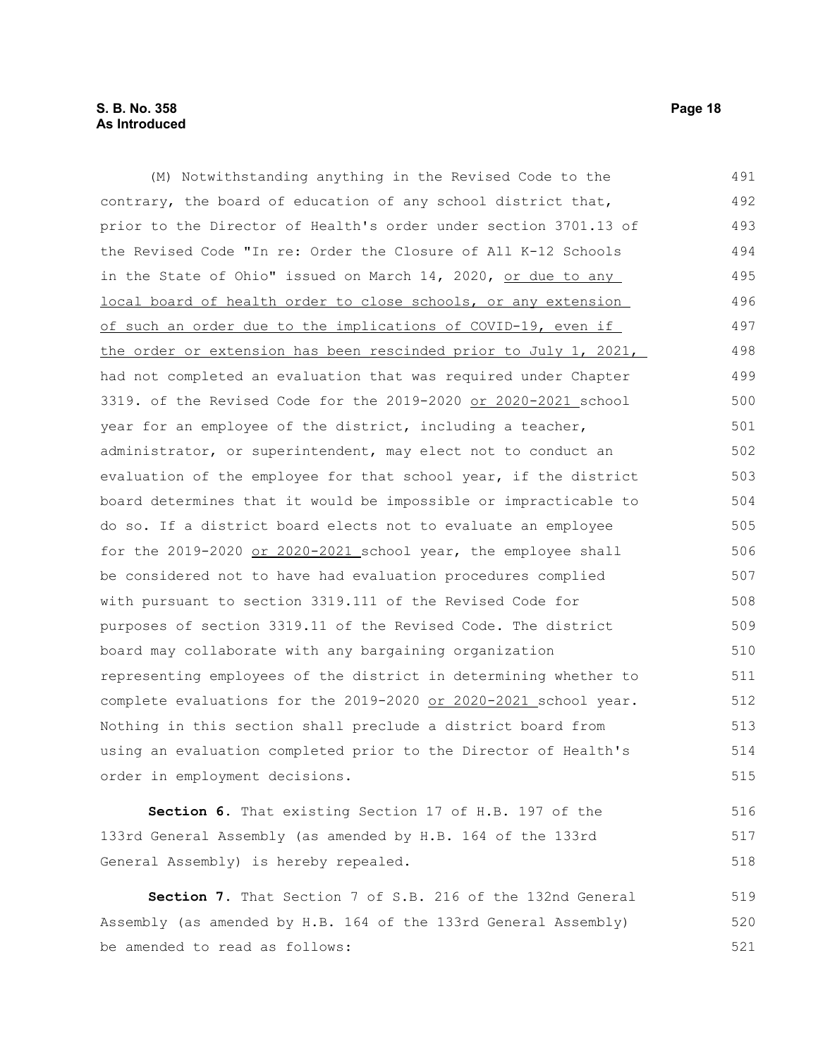(M) Notwithstanding anything in the Revised Code to the contrary, the board of education of any school district that, prior to the Director of Health's order under section 3701.13 of the Revised Code "In re: Order the Closure of All K-12 Schools in the State of Ohio" issued on March 14, 2020, <u>or due to any local board of health order to close schools, or any extension of such an order due to the implications of COVID-19, even if the order or extension has been rescinded prior to July 1, 2021,</u> had not completed an evaluation that was required under Chapter 3319. of the Revised Code for the 2019-2020 <u>or 2020-2021</u> school year for an employee of the district, including a teacher, administrator, or superintendent, may elect not to conduct an evaluation of the employee for that school year, if the district board determines that it would be impossible or impracticable to do so. If a district board elects not to evaluate an employee for the 2019-2020 <u>or 2020-2021</u> school year, the employee shall be considered not to have had evaluation procedures complied with pursuant to section 3319.111 of the Revised Code for purposes of section 3319.11 of the Revised Code. The district board may collaborate with any bargaining organization representing employees of the district in determining whether to complete evaluations for the 2019-2020 <u>or 2020-2021</u> school year. Nothing in this section shall preclude a district board from using an evaluation completed prior to the Director of Health's order in employment decisions.

**Section 6.** That existing Section 17 of H.B. 197 of the 133rd General Assembly (as amended by H.B. 164 of the 133rd General Assembly) is hereby repealed.

**Section 7.** That Section 7 of S.B. 216 of the 132nd General Assembly (as amended by H.B. 164 of the 133rd General Assembly) be amended to read as follows: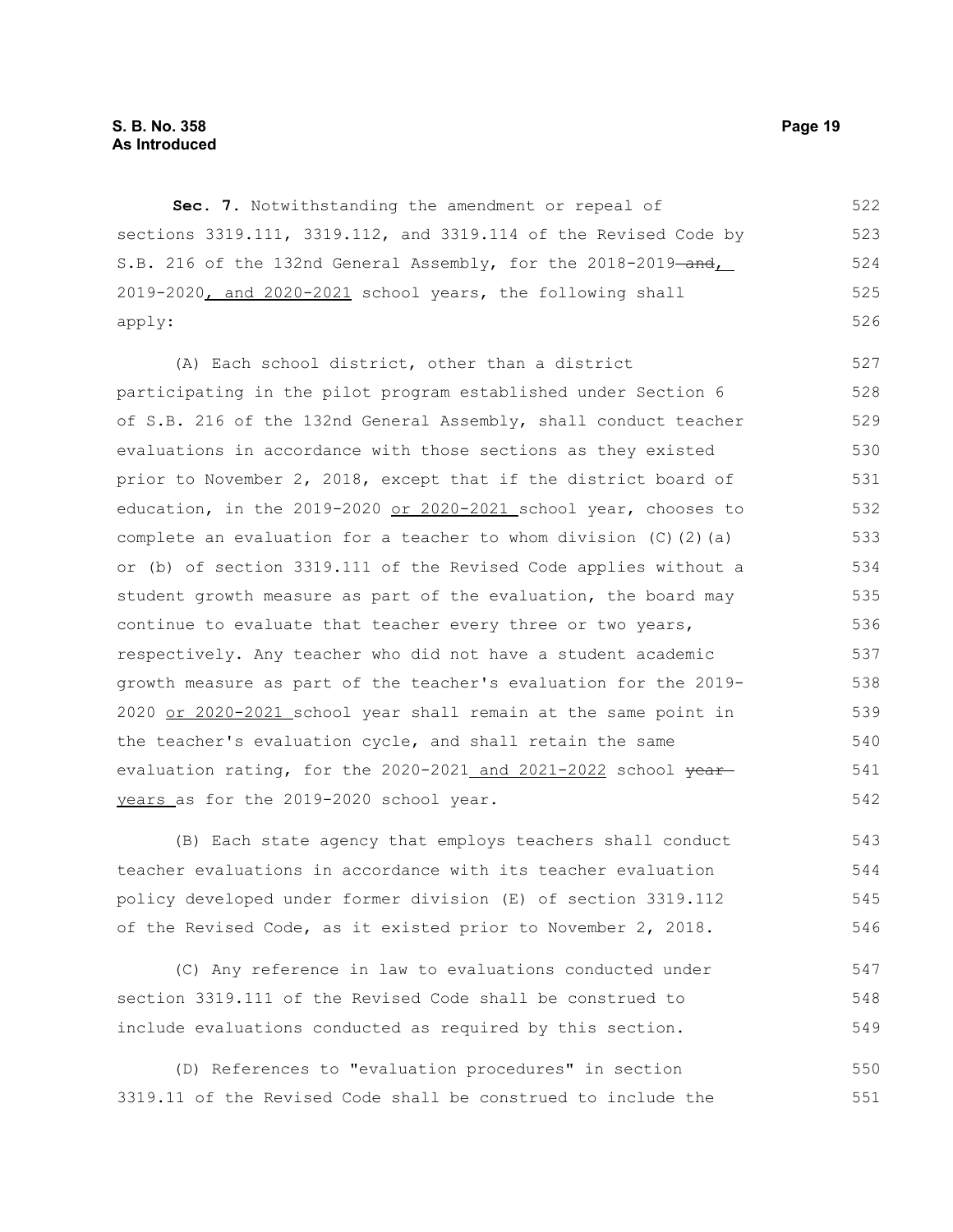**Sec. 7.** Notwithstanding the amendment or repeal of sections 3319.111, 3319.112, and 3319.114 of the Revised Code by S.B. 216 of the 132nd General Assembly, for the 2018-2019 ~~and~~, 2019-2020, and 2020-2021 school years, the following shall apply:

(A) Each school district, other than a district participating in the pilot program established under Section 6 of S.B. 216 of the 132nd General Assembly, shall conduct teacher evaluations in accordance with those sections as they existed prior to November 2, 2018, except that if the district board of education, in the 2019-2020 or 2020-2021 school year, chooses to complete an evaluation for a teacher to whom division (C)(2)(a) or (b) of section 3319.111 of the Revised Code applies without a student growth measure as part of the evaluation, the board may continue to evaluate that teacher every three or two years, respectively. Any teacher who did not have a student academic growth measure as part of the teacher's evaluation for the 2019-2020 or 2020-2021 school year shall remain at the same point in the teacher's evaluation cycle, and shall retain the same evaluation rating, for the 2020-2021 and 2021-2022 school ~~year~~ years as for the 2019-2020 school year.

(B) Each state agency that employs teachers shall conduct teacher evaluations in accordance with its teacher evaluation policy developed under former division (E) of section 3319.112 of the Revised Code, as it existed prior to November 2, 2018.

(C) Any reference in law to evaluations conducted under section 3319.111 of the Revised Code shall be construed to include evaluations conducted as required by this section.

(D) References to "evaluation procedures" in section 3319.11 of the Revised Code shall be construed to include the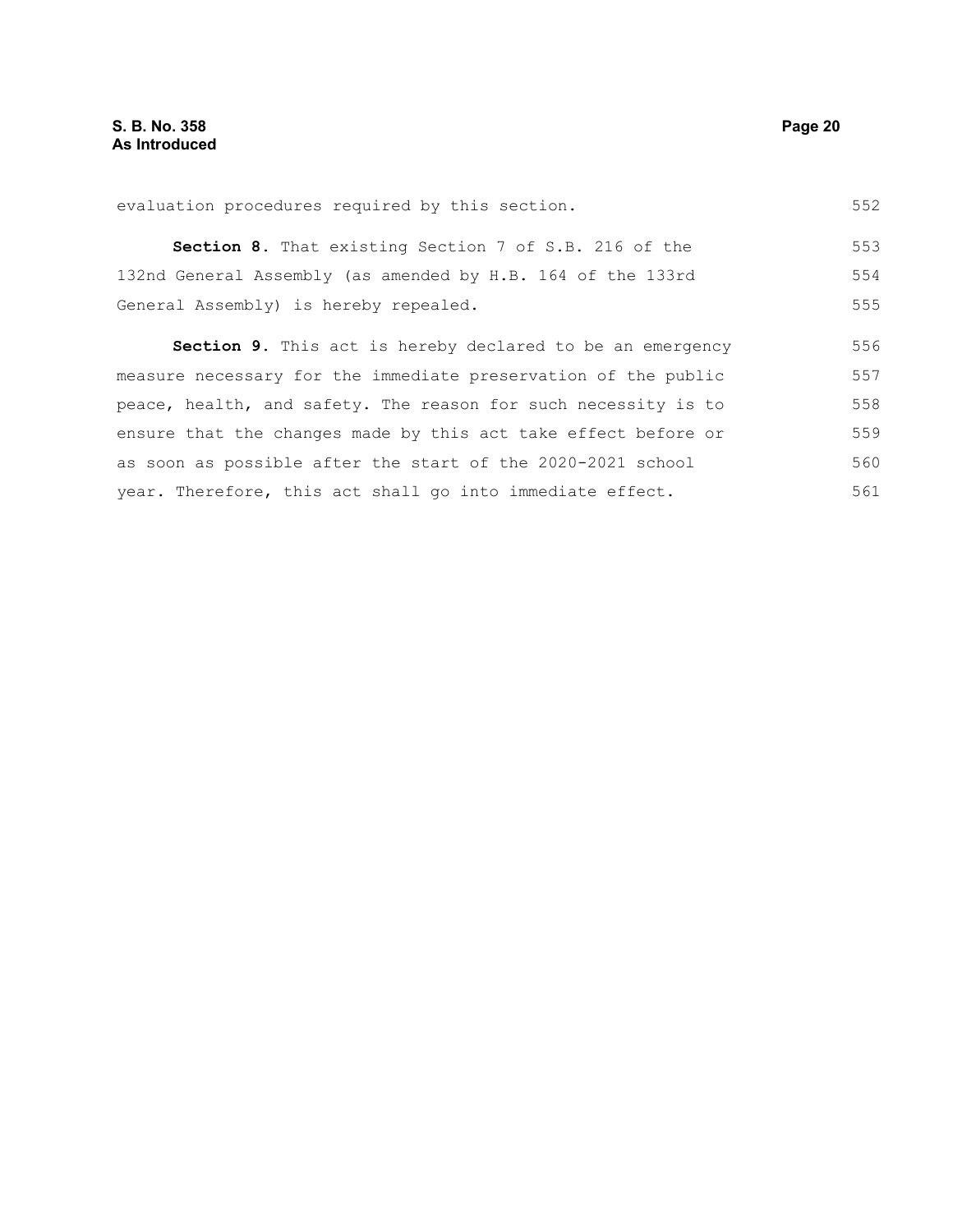evaluation procedures required by this section.

**Section 8.** That existing Section 7 of S.B. 216 of the 132nd General Assembly (as amended by H.B. 164 of the 133rd General Assembly) is hereby repealed.

**Section 9.** This act is hereby declared to be an emergency measure necessary for the immediate preservation of the public peace, health, and safety. The reason for such necessity is to ensure that the changes made by this act take effect before or as soon as possible after the start of the 2020-2021 school year. Therefore, this act shall go into immediate effect.